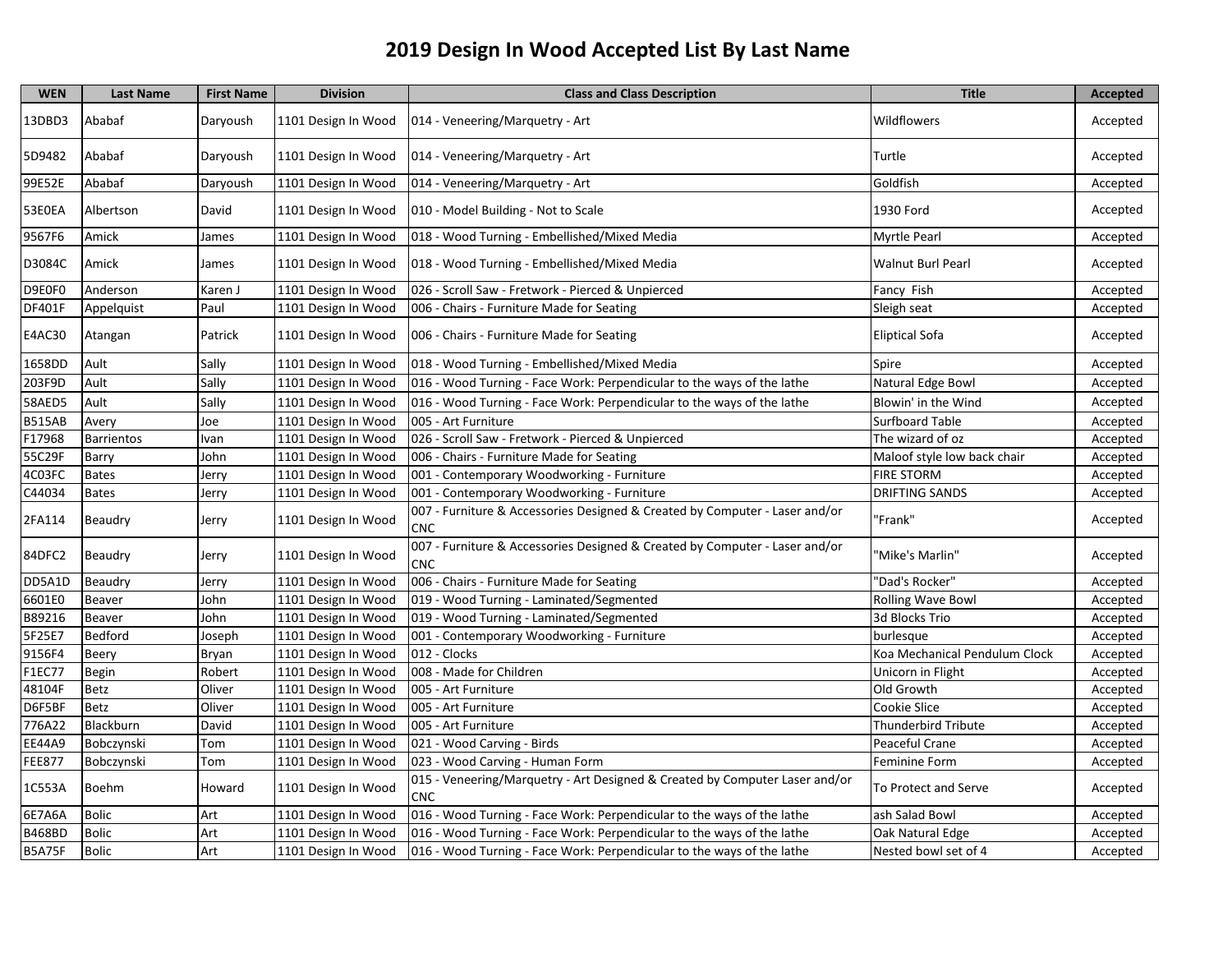# 2019 Design In Wood Accepted List By Last Name

| WEN | Last Name | First Name | Division | Class and Class Description | Title | Accepted |
|---|---|---|---|---|---|---|
| 13DBD3 | Ababaf | Daryoush | 1101 Design In Wood | 014 - Veneering/Marquetry - Art | Wildflowers | Accepted |
| 5D9482 | Ababaf | Daryoush | 1101 Design In Wood | 014 - Veneering/Marquetry - Art | Turtle | Accepted |
| 99E52E | Ababaf | Daryoush | 1101 Design In Wood | 014 - Veneering/Marquetry - Art | Goldfish | Accepted |
| 53E0EA | Albertson | David | 1101 Design In Wood | 010 - Model Building - Not to Scale | 1930 Ford | Accepted |
| 9567F6 | Amick | James | 1101 Design In Wood | 018 - Wood Turning - Embellished/Mixed Media | Myrtle Pearl | Accepted |
| D3084C | Amick | James | 1101 Design In Wood | 018 - Wood Turning - Embellished/Mixed Media | Walnut Burl Pearl | Accepted |
| D9E0F0 | Anderson | Karen J | 1101 Design In Wood | 026 - Scroll Saw - Fretwork - Pierced & Unpierced | Fancy Fish | Accepted |
| DF401F | Appelquist | Paul | 1101 Design In Wood | 006 - Chairs - Furniture Made for Seating | Sleigh seat | Accepted |
| E4AC30 | Atangan | Patrick | 1101 Design In Wood | 006 - Chairs - Furniture Made for Seating | Eliptical Sofa | Accepted |
| 1658DD | Ault | Sally | 1101 Design In Wood | 018 - Wood Turning - Embellished/Mixed Media | Spire | Accepted |
| 203F9D | Ault | Sally | 1101 Design In Wood | 016 - Wood Turning - Face Work: Perpendicular to the ways of the lathe | Natural Edge Bowl | Accepted |
| 58AED5 | Ault | Sally | 1101 Design In Wood | 016 - Wood Turning - Face Work: Perpendicular to the ways of the lathe | Blowin' in the Wind | Accepted |
| B515AB | Avery | Joe | 1101 Design In Wood | 005 - Art Furniture | Surfboard Table | Accepted |
| F17968 | Barrientos | Ivan | 1101 Design In Wood | 026 - Scroll Saw - Fretwork - Pierced & Unpierced | The wizard of oz | Accepted |
| 55C29F | Barry | John | 1101 Design In Wood | 006 - Chairs - Furniture Made for Seating | Maloof style low back chair | Accepted |
| 4C03FC | Bates | Jerry | 1101 Design In Wood | 001 - Contemporary Woodworking - Furniture | FIRE STORM | Accepted |
| C44034 | Bates | Jerry | 1101 Design In Wood | 001 - Contemporary Woodworking - Furniture | DRIFTING SANDS | Accepted |
| 2FA114 | Beaudry | Jerry | 1101 Design In Wood | 007 - Furniture & Accessories Designed & Created by Computer - Laser and/or CNC | "Frank" | Accepted |
| 84DFC2 | Beaudry | Jerry | 1101 Design In Wood | 007 - Furniture & Accessories Designed & Created by Computer - Laser and/or CNC | "Mike's Marlin" | Accepted |
| DD5A1D | Beaudry | Jerry | 1101 Design In Wood | 006 - Chairs - Furniture Made for Seating | "Dad's Rocker" | Accepted |
| 6601E0 | Beaver | John | 1101 Design In Wood | 019 - Wood Turning - Laminated/Segmented | Rolling Wave Bowl | Accepted |
| B89216 | Beaver | John | 1101 Design In Wood | 019 - Wood Turning - Laminated/Segmented | 3d Blocks Trio | Accepted |
| 5F25E7 | Bedford | Joseph | 1101 Design In Wood | 001 - Contemporary Woodworking - Furniture | burlesque | Accepted |
| 9156F4 | Beery | Bryan | 1101 Design In Wood | 012 - Clocks | Koa Mechanical Pendulum Clock | Accepted |
| F1EC77 | Begin | Robert | 1101 Design In Wood | 008 - Made for Children | Unicorn in Flight | Accepted |
| 48104F | Betz | Oliver | 1101 Design In Wood | 005 - Art Furniture | Old Growth | Accepted |
| D6F5BF | Betz | Oliver | 1101 Design In Wood | 005 - Art Furniture | Cookie Slice | Accepted |
| 776A22 | Blackburn | David | 1101 Design In Wood | 005 - Art Furniture | Thunderbird Tribute | Accepted |
| EE44A9 | Bobczynski | Tom | 1101 Design In Wood | 021 - Wood Carving - Birds | Peaceful Crane | Accepted |
| FEE877 | Bobczynski | Tom | 1101 Design In Wood | 023 - Wood Carving - Human Form | Feminine Form | Accepted |
| 1C553A | Boehm | Howard | 1101 Design In Wood | 015 - Veneering/Marquetry - Art Designed & Created by Computer Laser and/or CNC | To Protect and Serve | Accepted |
| 6E7A6A | Bolic | Art | 1101 Design In Wood | 016 - Wood Turning - Face Work: Perpendicular to the ways of the lathe | ash Salad Bowl | Accepted |
| B468BD | Bolic | Art | 1101 Design In Wood | 016 - Wood Turning - Face Work: Perpendicular to the ways of the lathe | Oak Natural Edge | Accepted |
| B5A75F | Bolic | Art | 1101 Design In Wood | 016 - Wood Turning - Face Work: Perpendicular to the ways of the lathe | Nested bowl set of 4 | Accepted |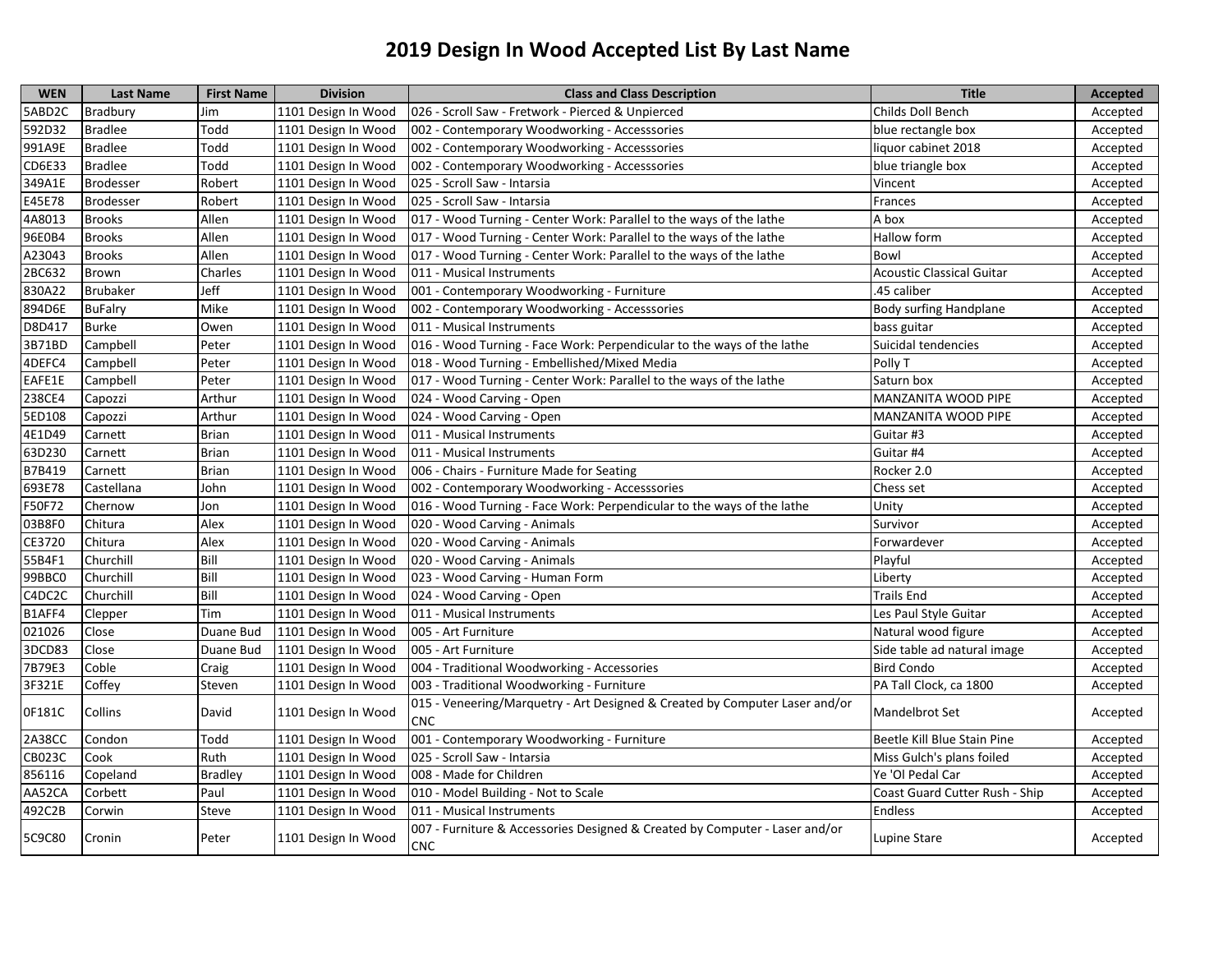# 2019 Design In Wood Accepted List By Last Name

| WEN | Last Name | First Name | Division | Class and Class Description | Title | Accepted |
|---|---|---|---|---|---|---|
| 5ABD2C | Bradbury | Jim | 1101 Design In Wood | 026 - Scroll Saw - Fretwork - Pierced & Unpierced | Childs Doll Bench | Accepted |
| 592D32 | Bradlee | Todd | 1101 Design In Wood | 002 - Contemporary Woodworking - Accesssories | blue rectangle box | Accepted |
| 991A9E | Bradlee | Todd | 1101 Design In Wood | 002 - Contemporary Woodworking - Accesssories | liquor cabinet 2018 | Accepted |
| CD6E33 | Bradlee | Todd | 1101 Design In Wood | 002 - Contemporary Woodworking - Accesssories | blue triangle box | Accepted |
| 349A1E | Brodesser | Robert | 1101 Design In Wood | 025 - Scroll Saw - Intarsia | Vincent | Accepted |
| E45E78 | Brodesser | Robert | 1101 Design In Wood | 025 - Scroll Saw - Intarsia | Frances | Accepted |
| 4A8013 | Brooks | Allen | 1101 Design In Wood | 017 - Wood Turning - Center Work: Parallel to the ways of the lathe | A box | Accepted |
| 96E0B4 | Brooks | Allen | 1101 Design In Wood | 017 - Wood Turning - Center Work: Parallel to the ways of the lathe | Hallow form | Accepted |
| A23043 | Brooks | Allen | 1101 Design In Wood | 017 - Wood Turning - Center Work: Parallel to the ways of the lathe | Bowl | Accepted |
| 2BC632 | Brown | Charles | 1101 Design In Wood | 011 - Musical Instruments | Acoustic Classical Guitar | Accepted |
| 830A22 | Brubaker | Jeff | 1101 Design In Wood | 001 - Contemporary Woodworking - Furniture | .45 caliber | Accepted |
| 894D6E | BuFalry | Mike | 1101 Design In Wood | 002 - Contemporary Woodworking - Accesssories | Body surfing Handplane | Accepted |
| D8D417 | Burke | Owen | 1101 Design In Wood | 011 - Musical Instruments | bass guitar | Accepted |
| 3B71BD | Campbell | Peter | 1101 Design In Wood | 016 - Wood Turning - Face Work: Perpendicular to the ways of the lathe | Suicidal tendencies | Accepted |
| 4DEFC4 | Campbell | Peter | 1101 Design In Wood | 018 - Wood Turning - Embellished/Mixed Media | Polly T | Accepted |
| EAFE1E | Campbell | Peter | 1101 Design In Wood | 017 - Wood Turning - Center Work: Parallel to the ways of the lathe | Saturn box | Accepted |
| 238CE4 | Capozzi | Arthur | 1101 Design In Wood | 024 - Wood Carving - Open | MANZANITA WOOD PIPE | Accepted |
| 5ED108 | Capozzi | Arthur | 1101 Design In Wood | 024 - Wood Carving - Open | MANZANITA WOOD PIPE | Accepted |
| 4E1D49 | Carnett | Brian | 1101 Design In Wood | 011 - Musical Instruments | Guitar #3 | Accepted |
| 63D230 | Carnett | Brian | 1101 Design In Wood | 011 - Musical Instruments | Guitar #4 | Accepted |
| B7B419 | Carnett | Brian | 1101 Design In Wood | 006 - Chairs - Furniture Made for Seating | Rocker 2.0 | Accepted |
| 693E78 | Castellana | John | 1101 Design In Wood | 002 - Contemporary Woodworking - Accesssories | Chess set | Accepted |
| F50F72 | Chernow | Jon | 1101 Design In Wood | 016 - Wood Turning - Face Work: Perpendicular to the ways of the lathe | Unity | Accepted |
| 03B8F0 | Chitura | Alex | 1101 Design In Wood | 020 - Wood Carving - Animals | Survivor | Accepted |
| CE3720 | Chitura | Alex | 1101 Design In Wood | 020 - Wood Carving - Animals | Forwardever | Accepted |
| 55B4F1 | Churchill | Bill | 1101 Design In Wood | 020 - Wood Carving - Animals | Playful | Accepted |
| 99BBC0 | Churchill | Bill | 1101 Design In Wood | 023 - Wood Carving - Human Form | Liberty | Accepted |
| C4DC2C | Churchill | Bill | 1101 Design In Wood | 024 - Wood Carving - Open | Trails End | Accepted |
| B1AFF4 | Clepper | Tim | 1101 Design In Wood | 011 - Musical Instruments | Les Paul Style Guitar | Accepted |
| 021026 | Close | Duane Bud | 1101 Design In Wood | 005 - Art Furniture | Natural wood figure | Accepted |
| 3DCD83 | Close | Duane Bud | 1101 Design In Wood | 005 - Art Furniture | Side table ad natural image | Accepted |
| 7B79E3 | Coble | Craig | 1101 Design In Wood | 004 - Traditional Woodworking - Accessories | Bird Condo | Accepted |
| 3F321E | Coffey | Steven | 1101 Design In Wood | 003 - Traditional Woodworking - Furniture | PA Tall Clock, ca 1800 | Accepted |
| 0F181C | Collins | David | 1101 Design In Wood | 015 - Veneering/Marquetry - Art Designed & Created by Computer Laser and/or CNC | Mandelbrot Set | Accepted |
| 2A38CC | Condon | Todd | 1101 Design In Wood | 001 - Contemporary Woodworking - Furniture | Beetle Kill Blue Stain Pine | Accepted |
| CB023C | Cook | Ruth | 1101 Design In Wood | 025 - Scroll Saw - Intarsia | Miss Gulch's plans foiled | Accepted |
| 856116 | Copeland | Bradley | 1101 Design In Wood | 008 - Made for Children | Ye 'Ol Pedal Car | Accepted |
| AA52CA | Corbett | Paul | 1101 Design In Wood | 010 - Model Building - Not to Scale | Coast Guard Cutter Rush - Ship | Accepted |
| 492C2B | Corwin | Steve | 1101 Design In Wood | 011 - Musical Instruments | Endless | Accepted |
| 5C9C80 | Cronin | Peter | 1101 Design In Wood | 007 - Furniture & Accessories Designed & Created by Computer - Laser and/or CNC | Lupine Stare | Accepted |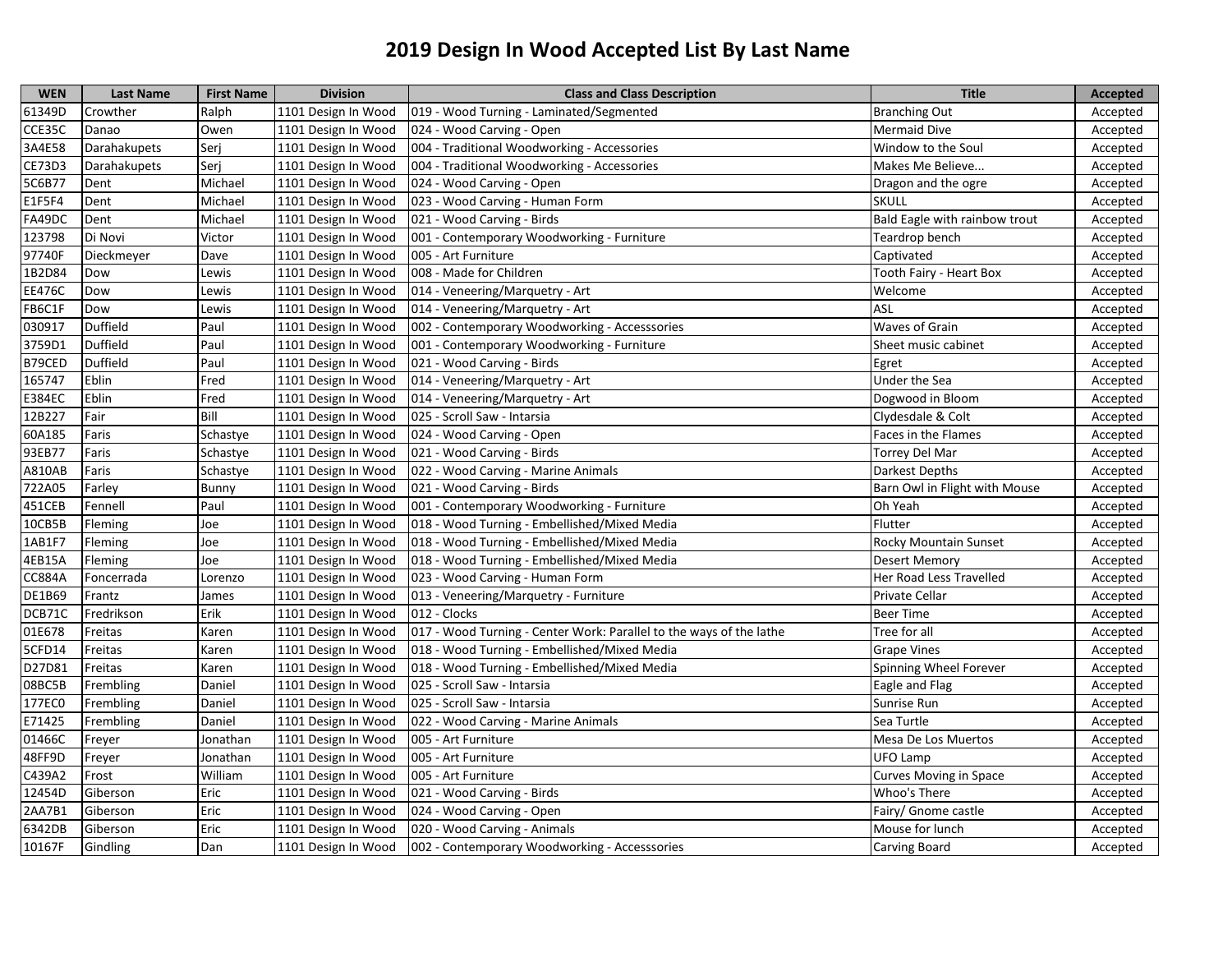# 2019 Design In Wood Accepted List By Last Name

| WEN | Last Name | First Name | Division | Class and Class Description | Title | Accepted |
|---|---|---|---|---|---|---|
| 61349D | Crowther | Ralph | 1101 Design In Wood | 019 - Wood Turning - Laminated/Segmented | Branching Out | Accepted |
| CCE35C | Danao | Owen | 1101 Design In Wood | 024 - Wood Carving - Open | Mermaid Dive | Accepted |
| 3A4E58 | Darahakupets | Serj | 1101 Design In Wood | 004 - Traditional Woodworking - Accessories | Window to the Soul | Accepted |
| CE73D3 | Darahakupets | Serj | 1101 Design In Wood | 004 - Traditional Woodworking - Accessories | Makes Me Believe... | Accepted |
| 5C6B77 | Dent | Michael | 1101 Design In Wood | 024 - Wood Carving - Open | Dragon and the ogre | Accepted |
| E1F5F4 | Dent | Michael | 1101 Design In Wood | 023 - Wood Carving - Human Form | SKULL | Accepted |
| FA49DC | Dent | Michael | 1101 Design In Wood | 021 - Wood Carving - Birds | Bald Eagle with rainbow trout | Accepted |
| 123798 | Di Novi | Victor | 1101 Design In Wood | 001 - Contemporary Woodworking - Furniture | Teardrop bench | Accepted |
| 97740F | Dieckmeyer | Dave | 1101 Design In Wood | 005 - Art Furniture | Captivated | Accepted |
| 1B2D84 | Dow | Lewis | 1101 Design In Wood | 008 - Made for Children | Tooth Fairy - Heart Box | Accepted |
| EE476C | Dow | Lewis | 1101 Design In Wood | 014 - Veneering/Marquetry - Art | Welcome | Accepted |
| FB6C1F | Dow | Lewis | 1101 Design In Wood | 014 - Veneering/Marquetry - Art | ASL | Accepted |
| 030917 | Duffield | Paul | 1101 Design In Wood | 002 - Contemporary Woodworking - Accesssories | Waves of Grain | Accepted |
| 3759D1 | Duffield | Paul | 1101 Design In Wood | 001 - Contemporary Woodworking - Furniture | Sheet music cabinet | Accepted |
| B79CED | Duffield | Paul | 1101 Design In Wood | 021 - Wood Carving - Birds | Egret | Accepted |
| 165747 | Eblin | Fred | 1101 Design In Wood | 014 - Veneering/Marquetry - Art | Under the Sea | Accepted |
| E384EC | Eblin | Fred | 1101 Design In Wood | 014 - Veneering/Marquetry - Art | Dogwood in Bloom | Accepted |
| 12B227 | Fair | Bill | 1101 Design In Wood | 025 - Scroll Saw - Intarsia | Clydesdale & Colt | Accepted |
| 60A185 | Faris | Schastye | 1101 Design In Wood | 024 - Wood Carving - Open | Faces in the Flames | Accepted |
| 93EB77 | Faris | Schastye | 1101 Design In Wood | 021 - Wood Carving - Birds | Torrey Del Mar | Accepted |
| A810AB | Faris | Schastye | 1101 Design In Wood | 022 - Wood Carving - Marine Animals | Darkest Depths | Accepted |
| 722A05 | Farley | Bunny | 1101 Design In Wood | 021 - Wood Carving - Birds | Barn Owl in Flight with Mouse | Accepted |
| 451CEB | Fennell | Paul | 1101 Design In Wood | 001 - Contemporary Woodworking - Furniture | Oh Yeah | Accepted |
| 10CB5B | Fleming | Joe | 1101 Design In Wood | 018 - Wood Turning - Embellished/Mixed Media | Flutter | Accepted |
| 1AB1F7 | Fleming | Joe | 1101 Design In Wood | 018 - Wood Turning - Embellished/Mixed Media | Rocky Mountain Sunset | Accepted |
| 4EB15A | Fleming | Joe | 1101 Design In Wood | 018 - Wood Turning - Embellished/Mixed Media | Desert Memory | Accepted |
| CC884A | Foncerrada | Lorenzo | 1101 Design In Wood | 023 - Wood Carving - Human Form | Her Road Less Travelled | Accepted |
| DE1B69 | Frantz | James | 1101 Design In Wood | 013 - Veneering/Marquetry - Furniture | Private Cellar | Accepted |
| DCB71C | Fredrikson | Erik | 1101 Design In Wood | 012 - Clocks | Beer Time | Accepted |
| 01E678 | Freitas | Karen | 1101 Design In Wood | 017 - Wood Turning - Center Work: Parallel to the ways of the lathe | Tree for all | Accepted |
| 5CFD14 | Freitas | Karen | 1101 Design In Wood | 018 - Wood Turning - Embellished/Mixed Media | Grape Vines | Accepted |
| D27D81 | Freitas | Karen | 1101 Design In Wood | 018 - Wood Turning - Embellished/Mixed Media | Spinning Wheel Forever | Accepted |
| 08BC5B | Frembling | Daniel | 1101 Design In Wood | 025 - Scroll Saw - Intarsia | Eagle and Flag | Accepted |
| 177EC0 | Frembling | Daniel | 1101 Design In Wood | 025 - Scroll Saw - Intarsia | Sunrise Run | Accepted |
| E71425 | Frembling | Daniel | 1101 Design In Wood | 022 - Wood Carving - Marine Animals | Sea Turtle | Accepted |
| 01466C | Freyer | Jonathan | 1101 Design In Wood | 005 - Art Furniture | Mesa De Los Muertos | Accepted |
| 48FF9D | Freyer | Jonathan | 1101 Design In Wood | 005 - Art Furniture | UFO Lamp | Accepted |
| C439A2 | Frost | William | 1101 Design In Wood | 005 - Art Furniture | Curves Moving in Space | Accepted |
| 12454D | Giberson | Eric | 1101 Design In Wood | 021 - Wood Carving - Birds | Whoo's There | Accepted |
| 2AA7B1 | Giberson | Eric | 1101 Design In Wood | 024 - Wood Carving - Open | Fairy/ Gnome castle | Accepted |
| 6342DB | Giberson | Eric | 1101 Design In Wood | 020 - Wood Carving - Animals | Mouse for lunch | Accepted |
| 10167F | Gindling | Dan | 1101 Design In Wood | 002 - Contemporary Woodworking - Accesssories | Carving Board | Accepted |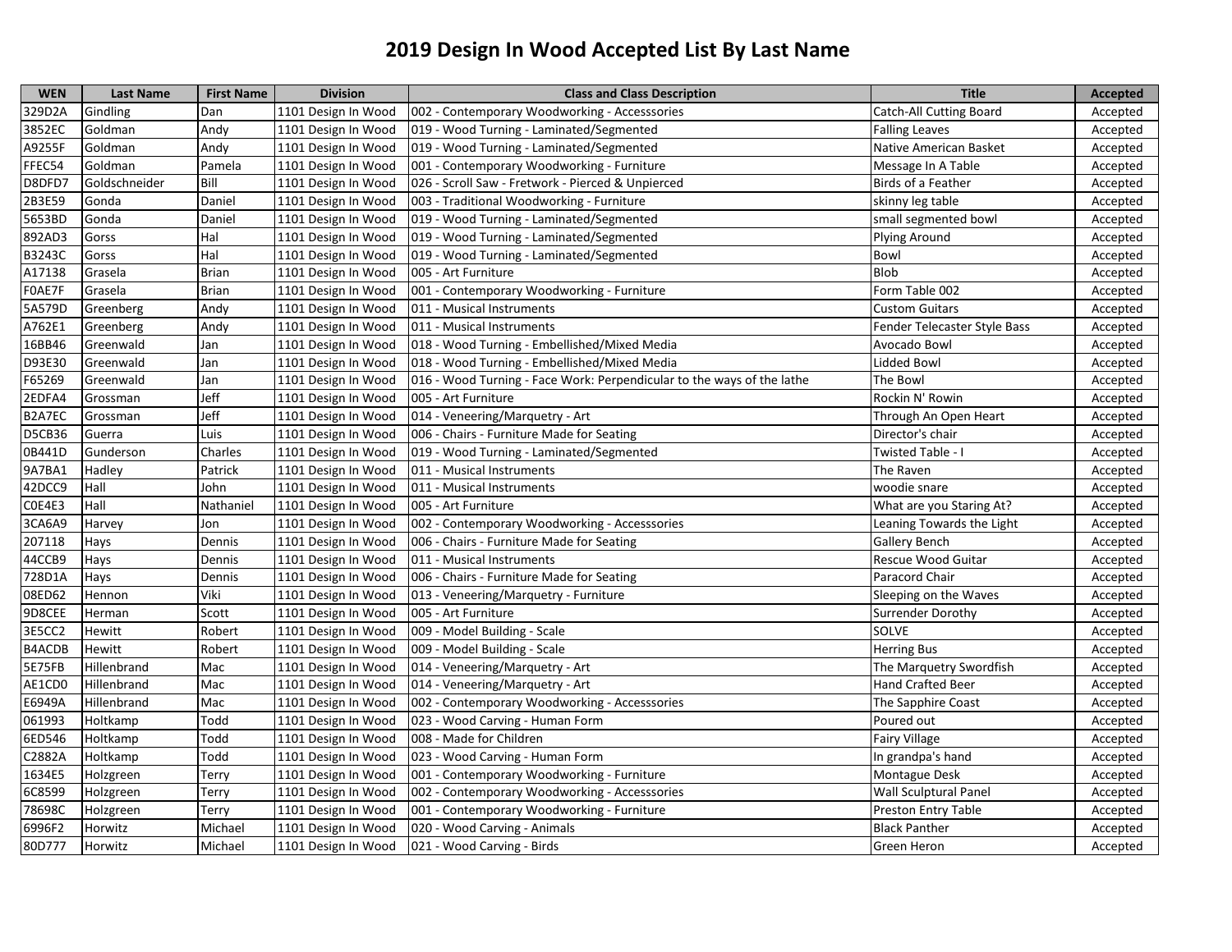# 2019 Design In Wood Accepted List By Last Name

| WEN | Last Name | First Name | Division | Class and Class Description | Title | Accepted |
|---|---|---|---|---|---|---|
| 329D2A | Gindling | Dan | 1101 Design In Wood | 002 - Contemporary Woodworking - Accesssories | Catch-All Cutting Board | Accepted |
| 3852EC | Goldman | Andy | 1101 Design In Wood | 019 - Wood Turning - Laminated/Segmented | Falling Leaves | Accepted |
| A9255F | Goldman | Andy | 1101 Design In Wood | 019 - Wood Turning - Laminated/Segmented | Native American Basket | Accepted |
| FFEC54 | Goldman | Pamela | 1101 Design In Wood | 001 - Contemporary Woodworking - Furniture | Message In A Table | Accepted |
| D8DFD7 | Goldschneider | Bill | 1101 Design In Wood | 026 - Scroll Saw - Fretwork - Pierced & Unpierced | Birds of a Feather | Accepted |
| 2B3E59 | Gonda | Daniel | 1101 Design In Wood | 003 - Traditional Woodworking - Furniture | skinny leg table | Accepted |
| 5653BD | Gonda | Daniel | 1101 Design In Wood | 019 - Wood Turning - Laminated/Segmented | small segmented bowl | Accepted |
| 892AD3 | Gorss | Hal | 1101 Design In Wood | 019 - Wood Turning - Laminated/Segmented | Plying Around | Accepted |
| B3243C | Gorss | Hal | 1101 Design In Wood | 019 - Wood Turning - Laminated/Segmented | Bowl | Accepted |
| A17138 | Grasela | Brian | 1101 Design In Wood | 005 - Art Furniture | Blob | Accepted |
| F0AE7F | Grasela | Brian | 1101 Design In Wood | 001 - Contemporary Woodworking - Furniture | Form Table 002 | Accepted |
| 5A579D | Greenberg | Andy | 1101 Design In Wood | 011 - Musical Instruments | Custom Guitars | Accepted |
| A762E1 | Greenberg | Andy | 1101 Design In Wood | 011 - Musical Instruments | Fender Telecaster Style Bass | Accepted |
| 16BB46 | Greenwald | Jan | 1101 Design In Wood | 018 - Wood Turning - Embellished/Mixed Media | Avocado Bowl | Accepted |
| D93E30 | Greenwald | Jan | 1101 Design In Wood | 018 - Wood Turning - Embellished/Mixed Media | Lidded Bowl | Accepted |
| F65269 | Greenwald | Jan | 1101 Design In Wood | 016 - Wood Turning - Face Work: Perpendicular to the ways of the lathe | The Bowl | Accepted |
| 2EDFA4 | Grossman | Jeff | 1101 Design In Wood | 005 - Art Furniture | Rockin N' Rowin | Accepted |
| B2A7EC | Grossman | Jeff | 1101 Design In Wood | 014 - Veneering/Marquetry - Art | Through An Open Heart | Accepted |
| D5CB36 | Guerra | Luis | 1101 Design In Wood | 006 - Chairs - Furniture Made for Seating | Director's chair | Accepted |
| 0B441D | Gunderson | Charles | 1101 Design In Wood | 019 - Wood Turning - Laminated/Segmented | Twisted Table - I | Accepted |
| 9A7BA1 | Hadley | Patrick | 1101 Design In Wood | 011 - Musical Instruments | The Raven | Accepted |
| 42DCC9 | Hall | John | 1101 Design In Wood | 011 - Musical Instruments | woodie snare | Accepted |
| C0E4E3 | Hall | Nathaniel | 1101 Design In Wood | 005 - Art Furniture | What are you Staring At? | Accepted |
| 3CA6A9 | Harvey | Jon | 1101 Design In Wood | 002 - Contemporary Woodworking - Accesssories | Leaning Towards the Light | Accepted |
| 207118 | Hays | Dennis | 1101 Design In Wood | 006 - Chairs - Furniture Made for Seating | Gallery Bench | Accepted |
| 44CCB9 | Hays | Dennis | 1101 Design In Wood | 011 - Musical Instruments | Rescue Wood Guitar | Accepted |
| 728D1A | Hays | Dennis | 1101 Design In Wood | 006 - Chairs - Furniture Made for Seating | Paracord Chair | Accepted |
| 08ED62 | Hennon | Viki | 1101 Design In Wood | 013 - Veneering/Marquetry - Furniture | Sleeping on the Waves | Accepted |
| 9D8CEE | Herman | Scott | 1101 Design In Wood | 005 - Art Furniture | Surrender Dorothy | Accepted |
| 3E5CC2 | Hewitt | Robert | 1101 Design In Wood | 009 - Model Building - Scale | SOLVE | Accepted |
| B4ACDB | Hewitt | Robert | 1101 Design In Wood | 009 - Model Building - Scale | Herring Bus | Accepted |
| 5E75FB | Hillenbrand | Mac | 1101 Design In Wood | 014 - Veneering/Marquetry - Art | The Marquetry Swordfish | Accepted |
| AE1CD0 | Hillenbrand | Mac | 1101 Design In Wood | 014 - Veneering/Marquetry - Art | Hand Crafted Beer | Accepted |
| E6949A | Hillenbrand | Mac | 1101 Design In Wood | 002 - Contemporary Woodworking - Accesssories | The Sapphire Coast | Accepted |
| 061993 | Holtkamp | Todd | 1101 Design In Wood | 023 - Wood Carving - Human Form | Poured out | Accepted |
| 6ED546 | Holtkamp | Todd | 1101 Design In Wood | 008 - Made for Children | Fairy Village | Accepted |
| C2882A | Holtkamp | Todd | 1101 Design In Wood | 023 - Wood Carving - Human Form | In grandpa's hand | Accepted |
| 1634E5 | Holzgreen | Terry | 1101 Design In Wood | 001 - Contemporary Woodworking - Furniture | Montague Desk | Accepted |
| 6C8599 | Holzgreen | Terry | 1101 Design In Wood | 002 - Contemporary Woodworking - Accesssories | Wall Sculptural Panel | Accepted |
| 78698C | Holzgreen | Terry | 1101 Design In Wood | 001 - Contemporary Woodworking - Furniture | Preston Entry Table | Accepted |
| 6996F2 | Horwitz | Michael | 1101 Design In Wood | 020 - Wood Carving - Animals | Black Panther | Accepted |
| 80D777 | Horwitz | Michael | 1101 Design In Wood | 021 - Wood Carving - Birds | Green Heron | Accepted |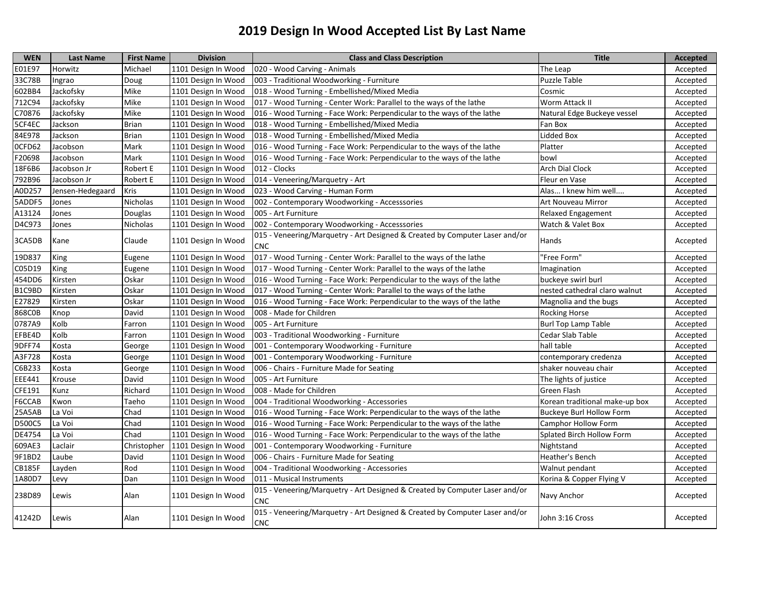# 2019 Design In Wood Accepted List By Last Name

| WEN | Last Name | First Name | Division | Class and Class Description | Title | Accepted |
|---|---|---|---|---|---|---|
| E01E97 | Horwitz | Michael | 1101 Design In Wood | 020 - Wood Carving - Animals | The Leap | Accepted |
| 33C78B | Ingrao | Doug | 1101 Design In Wood | 003 - Traditional Woodworking - Furniture | Puzzle Table | Accepted |
| 602BB4 | Jackofsky | Mike | 1101 Design In Wood | 018 - Wood Turning - Embellished/Mixed Media | Cosmic | Accepted |
| 712C94 | Jackofsky | Mike | 1101 Design In Wood | 017 - Wood Turning - Center Work: Parallel to the ways of the lathe | Worm Attack II | Accepted |
| C70876 | Jackofsky | Mike | 1101 Design In Wood | 016 - Wood Turning - Face Work: Perpendicular to the ways of the lathe | Natural Edge Buckeye vessel | Accepted |
| 5CF4EC | Jackson | Brian | 1101 Design In Wood | 018 - Wood Turning - Embellished/Mixed Media | Fan Box | Accepted |
| 84E978 | Jackson | Brian | 1101 Design In Wood | 018 - Wood Turning - Embellished/Mixed Media | Lidded Box | Accepted |
| 0CFD62 | Jacobson | Mark | 1101 Design In Wood | 016 - Wood Turning - Face Work: Perpendicular to the ways of the lathe | Platter | Accepted |
| F20698 | Jacobson | Mark | 1101 Design In Wood | 016 - Wood Turning - Face Work: Perpendicular to the ways of the lathe | bowl | Accepted |
| 18F6B6 | Jacobson Jr | Robert E | 1101 Design In Wood | 012 - Clocks | Arch Dial Clock | Accepted |
| 792B96 | Jacobson Jr | Robert E | 1101 Design In Wood | 014 - Veneering/Marquetry - Art | Fleur en Vase | Accepted |
| A0D257 | Jensen-Hedegaard | Kris | 1101 Design In Wood | 023 - Wood Carving - Human Form | Alas... I knew him well.... | Accepted |
| 5ADDF5 | Jones | Nicholas | 1101 Design In Wood | 002 - Contemporary Woodworking - Accesssories | Art Nouveau Mirror | Accepted |
| A13124 | Jones | Douglas | 1101 Design In Wood | 005 - Art Furniture | Relaxed Engagement | Accepted |
| D4C973 | Jones | Nicholas | 1101 Design In Wood | 002 - Contemporary Woodworking - Accesssories | Watch & Valet Box | Accepted |
| 3CA5DB | Kane | Claude | 1101 Design In Wood | 015 - Veneering/Marquetry - Art Designed & Created by Computer Laser and/or CNC | Hands | Accepted |
| 19D837 | King | Eugene | 1101 Design In Wood | 017 - Wood Turning - Center Work: Parallel to the ways of the lathe | "Free Form" | Accepted |
| C05D19 | King | Eugene | 1101 Design In Wood | 017 - Wood Turning - Center Work: Parallel to the ways of the lathe | Imagination | Accepted |
| 454DD6 | Kirsten | Oskar | 1101 Design In Wood | 016 - Wood Turning - Face Work: Perpendicular to the ways of the lathe | buckeye swirl burl | Accepted |
| B1C9BD | Kirsten | Oskar | 1101 Design In Wood | 017 - Wood Turning - Center Work: Parallel to the ways of the lathe | nested cathedral claro walnut | Accepted |
| E27829 | Kirsten | Oskar | 1101 Design In Wood | 016 - Wood Turning - Face Work: Perpendicular to the ways of the lathe | Magnolia and the bugs | Accepted |
| 868C0B | Knop | David | 1101 Design In Wood | 008 - Made for Children | Rocking Horse | Accepted |
| 0787A9 | Kolb | Farron | 1101 Design In Wood | 005 - Art Furniture | Burl Top Lamp Table | Accepted |
| EFBE4D | Kolb | Farron | 1101 Design In Wood | 003 - Traditional Woodworking - Furniture | Cedar Slab Table | Accepted |
| 9DFF74 | Kosta | George | 1101 Design In Wood | 001 - Contemporary Woodworking - Furniture | hall table | Accepted |
| A3F728 | Kosta | George | 1101 Design In Wood | 001 - Contemporary Woodworking - Furniture | contemporary credenza | Accepted |
| C6B233 | Kosta | George | 1101 Design In Wood | 006 - Chairs - Furniture Made for Seating | shaker nouveau chair | Accepted |
| EEE441 | Krouse | David | 1101 Design In Wood | 005 - Art Furniture | The lights of justice | Accepted |
| CFE191 | Kunz | Richard | 1101 Design In Wood | 008 - Made for Children | Green Flash | Accepted |
| F6CCAB | Kwon | Taeho | 1101 Design In Wood | 004 - Traditional Woodworking - Accessories | Korean traditional make-up box | Accepted |
| 25A5AB | La Voi | Chad | 1101 Design In Wood | 016 - Wood Turning - Face Work: Perpendicular to the ways of the lathe | Buckeye Burl Hollow Form | Accepted |
| D500C5 | La Voi | Chad | 1101 Design In Wood | 016 - Wood Turning - Face Work: Perpendicular to the ways of the lathe | Camphor Hollow Form | Accepted |
| DE4754 | La Voi | Chad | 1101 Design In Wood | 016 - Wood Turning - Face Work: Perpendicular to the ways of the lathe | Splated Birch Hollow Form | Accepted |
| 609AE3 | Laclair | Christopher | 1101 Design In Wood | 001 - Contemporary Woodworking - Furniture | Nightstand | Accepted |
| 9F1BD2 | Laube | David | 1101 Design In Wood | 006 - Chairs - Furniture Made for Seating | Heather's Bench | Accepted |
| CB185F | Layden | Rod | 1101 Design In Wood | 004 - Traditional Woodworking - Accessories | Walnut pendant | Accepted |
| 1A80D7 | Levy | Dan | 1101 Design In Wood | 011 - Musical Instruments | Korina & Copper Flying V | Accepted |
| 238D89 | Lewis | Alan | 1101 Design In Wood | 015 - Veneering/Marquetry - Art Designed & Created by Computer Laser and/or CNC | Navy Anchor | Accepted |
| 41242D | Lewis | Alan | 1101 Design In Wood | 015 - Veneering/Marquetry - Art Designed & Created by Computer Laser and/or CNC | John 3:16 Cross | Accepted |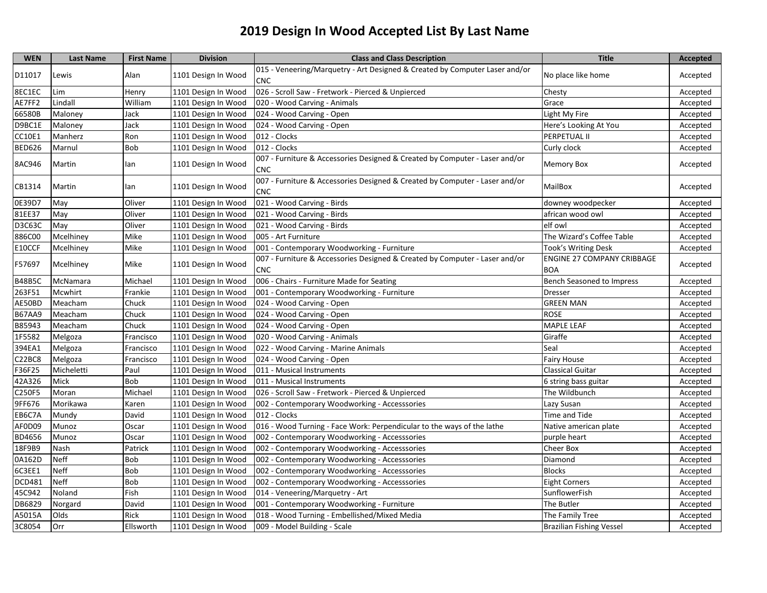# 2019 Design In Wood Accepted List By Last Name

| WEN | Last Name | First Name | Division | Class and Class Description | Title | Accepted |
|---|---|---|---|---|---|---|
| D11017 | Lewis | Alan | 1101 Design In Wood | 015 - Veneering/Marquetry - Art Designed & Created by Computer Laser and/or CNC | No place like home | Accepted |
| 8EC1EC | Lim | Henry | 1101 Design In Wood | 026 - Scroll Saw - Fretwork - Pierced & Unpierced | Chesty | Accepted |
| AE7FF2 | Lindall | William | 1101 Design In Wood | 020 - Wood Carving - Animals | Grace | Accepted |
| 66580B | Maloney | Jack | 1101 Design In Wood | 024 - Wood Carving - Open | Light My Fire | Accepted |
| D9BC1E | Maloney | Jack | 1101 Design In Wood | 024 - Wood Carving - Open | Here's Looking At You | Accepted |
| CC10E1 | Manherz | Ron | 1101 Design In Wood | 012 - Clocks | PERPETUAL II | Accepted |
| BED626 | Marnul | Bob | 1101 Design In Wood | 012 - Clocks | Curly clock | Accepted |
| 8AC946 | Martin | Ian | 1101 Design In Wood | 007 - Furniture & Accessories Designed & Created by Computer - Laser and/or CNC | Memory Box | Accepted |
| CB1314 | Martin | Ian | 1101 Design In Wood | 007 - Furniture & Accessories Designed & Created by Computer - Laser and/or CNC | MailBox | Accepted |
| 0E39D7 | May | Oliver | 1101 Design In Wood | 021 - Wood Carving - Birds | downey woodpecker | Accepted |
| 81EE37 | May | Oliver | 1101 Design In Wood | 021 - Wood Carving - Birds | african wood owl | Accepted |
| D3C63C | May | Oliver | 1101 Design In Wood | 021 - Wood Carving - Birds | elf owl | Accepted |
| 886C00 | Mcelhiney | Mike | 1101 Design In Wood | 005 - Art Furniture | The Wizard's Coffee Table | Accepted |
| E10CCF | Mcelhiney | Mike | 1101 Design In Wood | 001 - Contemporary Woodworking - Furniture | Took's Writing Desk | Accepted |
| F57697 | Mcelhiney | Mike | 1101 Design In Wood | 007 - Furniture & Accessories Designed & Created by Computer - Laser and/or CNC | ENGINE 27 COMPANY CRIBBAGE BOA | Accepted |
| B48B5C | McNamara | Michael | 1101 Design In Wood | 006 - Chairs - Furniture Made for Seating | Bench Seasoned to Impress | Accepted |
| 263F51 | Mcwhirt | Frankie | 1101 Design In Wood | 001 - Contemporary Woodworking - Furniture | Dresser | Accepted |
| AE50BD | Meacham | Chuck | 1101 Design In Wood | 024 - Wood Carving - Open | GREEN MAN | Accepted |
| B67AA9 | Meacham | Chuck | 1101 Design In Wood | 024 - Wood Carving - Open | ROSE | Accepted |
| B85943 | Meacham | Chuck | 1101 Design In Wood | 024 - Wood Carving - Open | MAPLE LEAF | Accepted |
| 1F5582 | Melgoza | Francisco | 1101 Design In Wood | 020 - Wood Carving - Animals | Giraffe | Accepted |
| 394EA1 | Melgoza | Francisco | 1101 Design In Wood | 022 - Wood Carving - Marine Animals | Seal | Accepted |
| C22BC8 | Melgoza | Francisco | 1101 Design In Wood | 024 - Wood Carving - Open | Fairy House | Accepted |
| F36F25 | Micheletti | Paul | 1101 Design In Wood | 011 - Musical Instruments | Classical Guitar | Accepted |
| 42A326 | Mick | Bob | 1101 Design In Wood | 011 - Musical Instruments | 6 string bass guitar | Accepted |
| C250F5 | Moran | Michael | 1101 Design In Wood | 026 - Scroll Saw - Fretwork - Pierced & Unpierced | The Wildbunch | Accepted |
| 9FF676 | Morikawa | Karen | 1101 Design In Wood | 002 - Contemporary Woodworking - Accesssories | Lazy Susan | Accepted |
| EB6C7A | Mundy | David | 1101 Design In Wood | 012 - Clocks | Time and Tide | Accepted |
| AF0D09 | Munoz | Oscar | 1101 Design In Wood | 016 - Wood Turning - Face Work: Perpendicular to the ways of the lathe | Native american plate | Accepted |
| BD4656 | Munoz | Oscar | 1101 Design In Wood | 002 - Contemporary Woodworking - Accesssories | purple heart | Accepted |
| 18F9B9 | Nash | Patrick | 1101 Design In Wood | 002 - Contemporary Woodworking - Accesssories | Cheer Box | Accepted |
| 0A162D | Neff | Bob | 1101 Design In Wood | 002 - Contemporary Woodworking - Accesssories | Diamond | Accepted |
| 6C3EE1 | Neff | Bob | 1101 Design In Wood | 002 - Contemporary Woodworking - Accesssories | Blocks | Accepted |
| DCD481 | Neff | Bob | 1101 Design In Wood | 002 - Contemporary Woodworking - Accesssories | Eight Corners | Accepted |
| 45C942 | Noland | Fish | 1101 Design In Wood | 014 - Veneering/Marquetry - Art | SunflowerFish | Accepted |
| DB6829 | Norgard | David | 1101 Design In Wood | 001 - Contemporary Woodworking - Furniture | The Butler | Accepted |
| A5015A | Olds | Rick | 1101 Design In Wood | 018 - Wood Turning - Embellished/Mixed Media | The Family Tree | Accepted |
| 3C8054 | Orr | Ellsworth | 1101 Design In Wood | 009 - Model Building - Scale | Brazilian Fishing Vessel | Accepted |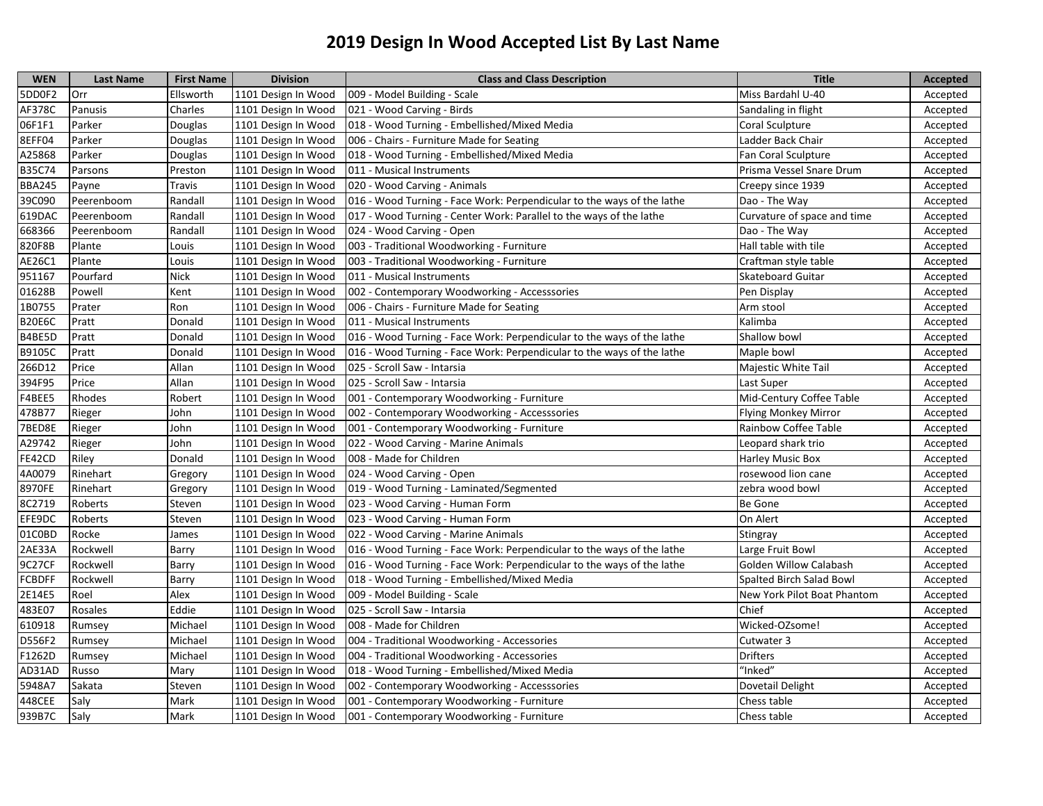# 2019 Design In Wood Accepted List By Last Name

| WEN | Last Name | First Name | Division | Class and Class Description | Title | Accepted |
|---|---|---|---|---|---|---|
| 5DD0F2 | Orr | Ellsworth | 1101 Design In Wood | 009 - Model Building - Scale | Miss Bardahl U-40 | Accepted |
| AF378C | Panusis | Charles | 1101 Design In Wood | 021 - Wood Carving - Birds | Sandaling in flight | Accepted |
| 06F1F1 | Parker | Douglas | 1101 Design In Wood | 018 - Wood Turning - Embellished/Mixed Media | Coral Sculpture | Accepted |
| 8EFF04 | Parker | Douglas | 1101 Design In Wood | 006 - Chairs - Furniture Made for Seating | Ladder Back Chair | Accepted |
| A25868 | Parker | Douglas | 1101 Design In Wood | 018 - Wood Turning - Embellished/Mixed Media | Fan Coral Sculpture | Accepted |
| B35C74 | Parsons | Preston | 1101 Design In Wood | 011 - Musical Instruments | Prisma Vessel Snare Drum | Accepted |
| BBA245 | Payne | Travis | 1101 Design In Wood | 020 - Wood Carving - Animals | Creepy since 1939 | Accepted |
| 39C090 | Peerenboom | Randall | 1101 Design In Wood | 016 - Wood Turning - Face Work: Perpendicular to the ways of the lathe | Dao - The Way | Accepted |
| 619DAC | Peerenboom | Randall | 1101 Design In Wood | 017 - Wood Turning - Center Work: Parallel to the ways of the lathe | Curvature of space and time | Accepted |
| 668366 | Peerenboom | Randall | 1101 Design In Wood | 024 - Wood Carving - Open | Dao - The Way | Accepted |
| 820F8B | Plante | Louis | 1101 Design In Wood | 003 - Traditional Woodworking - Furniture | Hall table with tile | Accepted |
| AE26C1 | Plante | Louis | 1101 Design In Wood | 003 - Traditional Woodworking - Furniture | Craftman style table | Accepted |
| 951167 | Pourfard | Nick | 1101 Design In Wood | 011 - Musical Instruments | Skateboard Guitar | Accepted |
| 01628B | Powell | Kent | 1101 Design In Wood | 002 - Contemporary Woodworking - Accesssories | Pen Display | Accepted |
| 1B0755 | Prater | Ron | 1101 Design In Wood | 006 - Chairs - Furniture Made for Seating | Arm stool | Accepted |
| B20E6C | Pratt | Donald | 1101 Design In Wood | 011 - Musical Instruments | Kalimba | Accepted |
| B4BE5D | Pratt | Donald | 1101 Design In Wood | 016 - Wood Turning - Face Work: Perpendicular to the ways of the lathe | Shallow bowl | Accepted |
| B9105C | Pratt | Donald | 1101 Design In Wood | 016 - Wood Turning - Face Work: Perpendicular to the ways of the lathe | Maple bowl | Accepted |
| 266D12 | Price | Allan | 1101 Design In Wood | 025 - Scroll Saw - Intarsia | Majestic White Tail | Accepted |
| 394F95 | Price | Allan | 1101 Design In Wood | 025 - Scroll Saw - Intarsia | Last Super | Accepted |
| F4BEE5 | Rhodes | Robert | 1101 Design In Wood | 001 - Contemporary Woodworking - Furniture | Mid-Century Coffee Table | Accepted |
| 478B77 | Rieger | John | 1101 Design In Wood | 002 - Contemporary Woodworking - Accesssories | Flying Monkey Mirror | Accepted |
| 7BED8E | Rieger | John | 1101 Design In Wood | 001 - Contemporary Woodworking - Furniture | Rainbow Coffee Table | Accepted |
| A29742 | Rieger | John | 1101 Design In Wood | 022 - Wood Carving - Marine Animals | Leopard shark trio | Accepted |
| FE42CD | Riley | Donald | 1101 Design In Wood | 008 - Made for Children | Harley Music Box | Accepted |
| 4A0079 | Rinehart | Gregory | 1101 Design In Wood | 024 - Wood Carving - Open | rosewood lion cane | Accepted |
| 8970FE | Rinehart | Gregory | 1101 Design In Wood | 019 - Wood Turning - Laminated/Segmented | zebra wood bowl | Accepted |
| 8C2719 | Roberts | Steven | 1101 Design In Wood | 023 - Wood Carving - Human Form | Be Gone | Accepted |
| EFE9DC | Roberts | Steven | 1101 Design In Wood | 023 - Wood Carving - Human Form | On Alert | Accepted |
| 01C0BD | Rocke | James | 1101 Design In Wood | 022 - Wood Carving - Marine Animals | Stingray | Accepted |
| 2AE33A | Rockwell | Barry | 1101 Design In Wood | 016 - Wood Turning - Face Work: Perpendicular to the ways of the lathe | Large Fruit Bowl | Accepted |
| 9C27CF | Rockwell | Barry | 1101 Design In Wood | 016 - Wood Turning - Face Work: Perpendicular to the ways of the lathe | Golden Willow Calabash | Accepted |
| FCBDFF | Rockwell | Barry | 1101 Design In Wood | 018 - Wood Turning - Embellished/Mixed Media | Spalted Birch Salad Bowl | Accepted |
| 2E14E5 | Roel | Alex | 1101 Design In Wood | 009 - Model Building - Scale | New York Pilot Boat Phantom | Accepted |
| 483E07 | Rosales | Eddie | 1101 Design In Wood | 025 - Scroll Saw - Intarsia | Chief | Accepted |
| 610918 | Rumsey | Michael | 1101 Design In Wood | 008 - Made for Children | Wicked-OZsome! | Accepted |
| D556F2 | Rumsey | Michael | 1101 Design In Wood | 004 - Traditional Woodworking - Accessories | Cutwater 3 | Accepted |
| F1262D | Rumsey | Michael | 1101 Design In Wood | 004 - Traditional Woodworking - Accessories | Drifters | Accepted |
| AD31AD | Russo | Mary | 1101 Design In Wood | 018 - Wood Turning - Embellished/Mixed Media | "Inked" | Accepted |
| 5948A7 | Sakata | Steven | 1101 Design In Wood | 002 - Contemporary Woodworking - Accesssories | Dovetail Delight | Accepted |
| 448CEE | Saly | Mark | 1101 Design In Wood | 001 - Contemporary Woodworking - Furniture | Chess table | Accepted |
| 939B7C | Saly | Mark | 1101 Design In Wood | 001 - Contemporary Woodworking - Furniture | Chess table | Accepted |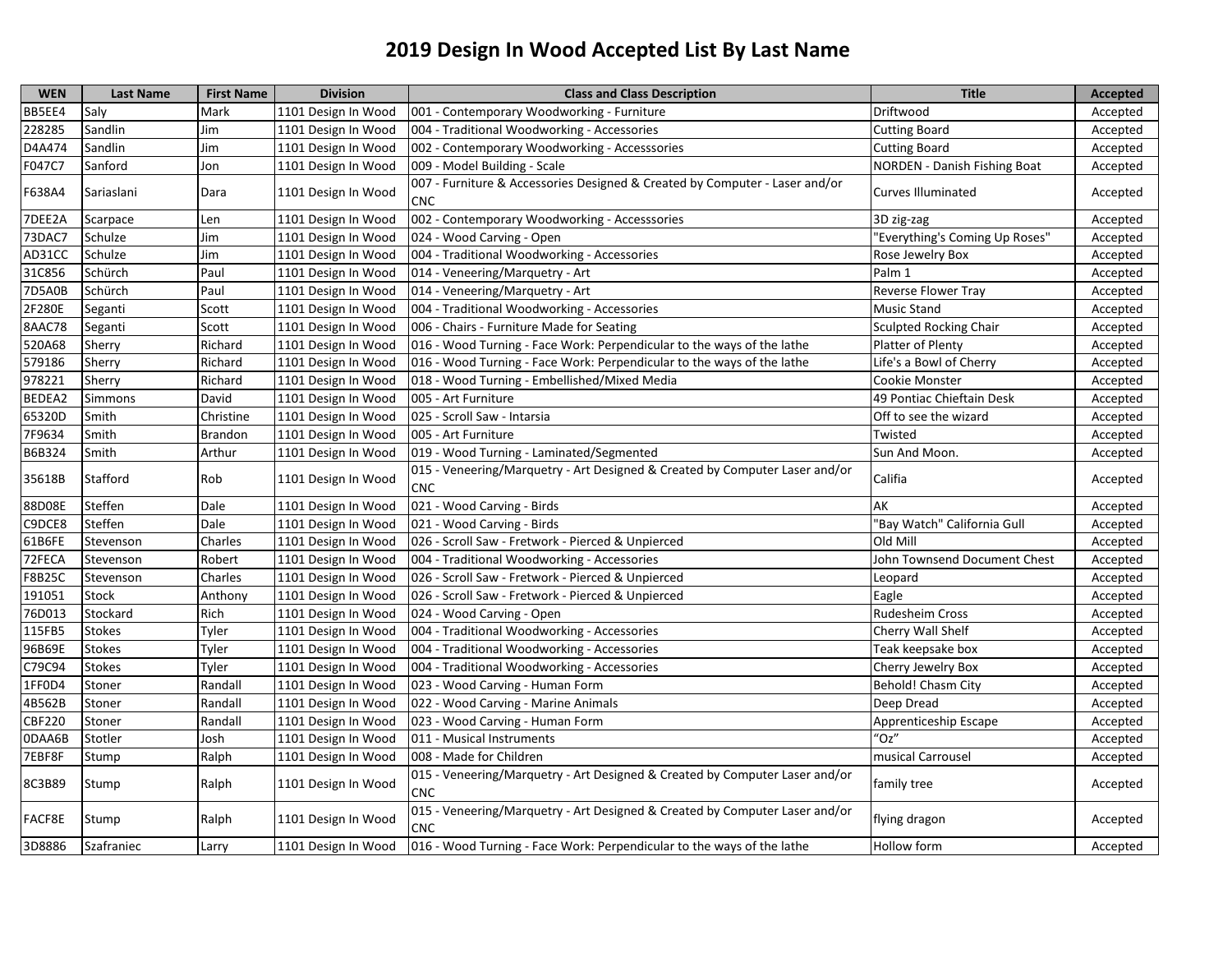# 2019 Design In Wood Accepted List By Last Name

| WEN | Last Name | First Name | Division | Class and Class Description | Title | Accepted |
|---|---|---|---|---|---|---|
| BB5EE4 | Saly | Mark | 1101 Design In Wood | 001 - Contemporary Woodworking - Furniture | Driftwood | Accepted |
| 228285 | Sandlin | Jim | 1101 Design In Wood | 004 - Traditional Woodworking - Accessories | Cutting Board | Accepted |
| D4A474 | Sandlin | Jim | 1101 Design In Wood | 002 - Contemporary Woodworking - Accesssories | Cutting Board | Accepted |
| F047C7 | Sanford | Jon | 1101 Design In Wood | 009 - Model Building - Scale | NORDEN - Danish Fishing Boat | Accepted |
| F638A4 | Sariaslani | Dara | 1101 Design In Wood | 007 - Furniture & Accessories Designed & Created by Computer - Laser and/or CNC | Curves Illuminated | Accepted |
| 7DEE2A | Scarpace | Len | 1101 Design In Wood | 002 - Contemporary Woodworking - Accesssories | 3D zig-zag | Accepted |
| 73DAC7 | Schulze | Jim | 1101 Design In Wood | 024 - Wood Carving - Open | "Everything's Coming Up Roses" | Accepted |
| AD31CC | Schulze | Jim | 1101 Design In Wood | 004 - Traditional Woodworking - Accessories | Rose Jewelry Box | Accepted |
| 31C856 | Schürch | Paul | 1101 Design In Wood | 014 - Veneering/Marquetry - Art | Palm 1 | Accepted |
| 7D5A0B | Schürch | Paul | 1101 Design In Wood | 014 - Veneering/Marquetry - Art | Reverse Flower Tray | Accepted |
| 2F280E | Seganti | Scott | 1101 Design In Wood | 004 - Traditional Woodworking - Accessories | Music Stand | Accepted |
| 8AAC78 | Seganti | Scott | 1101 Design In Wood | 006 - Chairs - Furniture Made for Seating | Sculpted Rocking Chair | Accepted |
| 520A68 | Sherry | Richard | 1101 Design In Wood | 016 - Wood Turning - Face Work: Perpendicular to the ways of the lathe | Platter of Plenty | Accepted |
| 579186 | Sherry | Richard | 1101 Design In Wood | 016 - Wood Turning - Face Work: Perpendicular to the ways of the lathe | Life's a Bowl of Cherry | Accepted |
| 978221 | Sherry | Richard | 1101 Design In Wood | 018 - Wood Turning - Embellished/Mixed Media | Cookie Monster | Accepted |
| BEDEA2 | Simmons | David | 1101 Design In Wood | 005 - Art Furniture | 49 Pontiac Chieftain Desk | Accepted |
| 65320D | Smith | Christine | 1101 Design In Wood | 025 - Scroll Saw - Intarsia | Off to see the wizard | Accepted |
| 7F9634 | Smith | Brandon | 1101 Design In Wood | 005 - Art Furniture | Twisted | Accepted |
| B6B324 | Smith | Arthur | 1101 Design In Wood | 019 - Wood Turning - Laminated/Segmented | Sun And Moon. | Accepted |
| 35618B | Stafford | Rob | 1101 Design In Wood | 015 - Veneering/Marquetry - Art Designed & Created by Computer Laser and/or CNC | Califia | Accepted |
| 88D08E | Steffen | Dale | 1101 Design In Wood | 021 - Wood Carving - Birds | AK | Accepted |
| C9DCE8 | Steffen | Dale | 1101 Design In Wood | 021 - Wood Carving - Birds | "Bay Watch" California Gull | Accepted |
| 61B6FE | Stevenson | Charles | 1101 Design In Wood | 026 - Scroll Saw - Fretwork - Pierced & Unpierced | Old Mill | Accepted |
| 72FECA | Stevenson | Robert | 1101 Design In Wood | 004 - Traditional Woodworking - Accessories | John Townsend Document Chest | Accepted |
| F8B25C | Stevenson | Charles | 1101 Design In Wood | 026 - Scroll Saw - Fretwork - Pierced & Unpierced | Leopard | Accepted |
| 191051 | Stock | Anthony | 1101 Design In Wood | 026 - Scroll Saw - Fretwork - Pierced & Unpierced | Eagle | Accepted |
| 76D013 | Stockard | Rich | 1101 Design In Wood | 024 - Wood Carving - Open | Rudesheim Cross | Accepted |
| 115FB5 | Stokes | Tyler | 1101 Design In Wood | 004 - Traditional Woodworking - Accessories | Cherry Wall Shelf | Accepted |
| 96B69E | Stokes | Tyler | 1101 Design In Wood | 004 - Traditional Woodworking - Accessories | Teak keepsake box | Accepted |
| C79C94 | Stokes | Tyler | 1101 Design In Wood | 004 - Traditional Woodworking - Accessories | Cherry Jewelry Box | Accepted |
| 1FF0D4 | Stoner | Randall | 1101 Design In Wood | 023 - Wood Carving - Human Form | Behold! Chasm City | Accepted |
| 4B562B | Stoner | Randall | 1101 Design In Wood | 022 - Wood Carving - Marine Animals | Deep Dread | Accepted |
| CBF220 | Stoner | Randall | 1101 Design In Wood | 023 - Wood Carving - Human Form | Apprenticeship Escape | Accepted |
| 0DAA6B | Stotler | Josh | 1101 Design In Wood | 011 - Musical Instruments | "Oz" | Accepted |
| 7EBF8F | Stump | Ralph | 1101 Design In Wood | 008 - Made for Children | musical Carrousel | Accepted |
| 8C3B89 | Stump | Ralph | 1101 Design In Wood | 015 - Veneering/Marquetry - Art Designed & Created by Computer Laser and/or CNC | family tree | Accepted |
| FACF8E | Stump | Ralph | 1101 Design In Wood | 015 - Veneering/Marquetry - Art Designed & Created by Computer Laser and/or CNC | flying dragon | Accepted |
| 3D8886 | Szafraniec | Larry | 1101 Design In Wood | 016 - Wood Turning - Face Work: Perpendicular to the ways of the lathe | Hollow form | Accepted |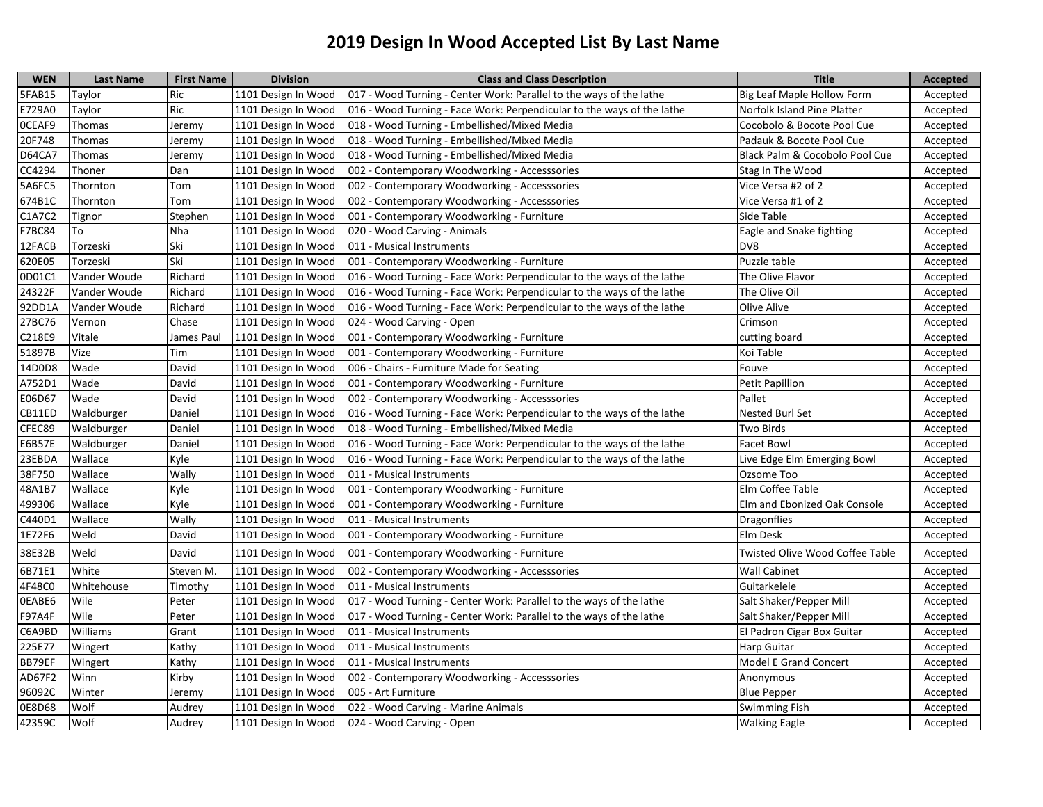# 2019 Design In Wood Accepted List By Last Name

| WEN | Last Name | First Name | Division | Class and Class Description | Title | Accepted |
|---|---|---|---|---|---|---|
| 5FAB15 | Taylor | Ric | 1101 Design In Wood | 017 - Wood Turning - Center Work: Parallel to the ways of the lathe | Big Leaf Maple Hollow Form | Accepted |
| E729A0 | Taylor | Ric | 1101 Design In Wood | 016 - Wood Turning - Face Work: Perpendicular to the ways of the lathe | Norfolk Island Pine Platter | Accepted |
| 0CEAF9 | Thomas | Jeremy | 1101 Design In Wood | 018 - Wood Turning - Embellished/Mixed Media | Cocobolo & Bocote Pool Cue | Accepted |
| 20F748 | Thomas | Jeremy | 1101 Design In Wood | 018 - Wood Turning - Embellished/Mixed Media | Padauk & Bocote Pool Cue | Accepted |
| D64CA7 | Thomas | Jeremy | 1101 Design In Wood | 018 - Wood Turning - Embellished/Mixed Media | Black Palm & Cocobolo Pool Cue | Accepted |
| CC4294 | Thoner | Dan | 1101 Design In Wood | 002 - Contemporary Woodworking - Accesssories | Stag In The Wood | Accepted |
| 5A6FC5 | Thornton | Tom | 1101 Design In Wood | 002 - Contemporary Woodworking - Accesssories | Vice Versa #2 of 2 | Accepted |
| 674B1C | Thornton | Tom | 1101 Design In Wood | 002 - Contemporary Woodworking - Accesssories | Vice Versa #1 of 2 | Accepted |
| C1A7C2 | Tignor | Stephen | 1101 Design In Wood | 001 - Contemporary Woodworking - Furniture | Side Table | Accepted |
| F7BC84 | To | Nha | 1101 Design In Wood | 020 - Wood Carving - Animals | Eagle and Snake fighting | Accepted |
| 12FACB | Torzeski | Ski | 1101 Design In Wood | 011 - Musical Instruments | DV8 | Accepted |
| 620E05 | Torzeski | Ski | 1101 Design In Wood | 001 - Contemporary Woodworking - Furniture | Puzzle table | Accepted |
| 0D01C1 | Vander Woude | Richard | 1101 Design In Wood | 016 - Wood Turning - Face Work: Perpendicular to the ways of the lathe | The Olive Flavor | Accepted |
| 24322F | Vander Woude | Richard | 1101 Design In Wood | 016 - Wood Turning - Face Work: Perpendicular to the ways of the lathe | The Olive Oil | Accepted |
| 92DD1A | Vander Woude | Richard | 1101 Design In Wood | 016 - Wood Turning - Face Work: Perpendicular to the ways of the lathe | Olive Alive | Accepted |
| 27BC76 | Vernon | Chase | 1101 Design In Wood | 024 - Wood Carving - Open | Crimson | Accepted |
| C218E9 | Vitale | James Paul | 1101 Design In Wood | 001 - Contemporary Woodworking - Furniture | cutting board | Accepted |
| 51897B | Vize | Tim | 1101 Design In Wood | 001 - Contemporary Woodworking - Furniture | Koi Table | Accepted |
| 14D0D8 | Wade | David | 1101 Design In Wood | 006 - Chairs - Furniture Made for Seating | Fouve | Accepted |
| A752D1 | Wade | David | 1101 Design In Wood | 001 - Contemporary Woodworking - Furniture | Petit Papillion | Accepted |
| E06D67 | Wade | David | 1101 Design In Wood | 002 - Contemporary Woodworking - Accesssories | Pallet | Accepted |
| CB11ED | Waldburger | Daniel | 1101 Design In Wood | 016 - Wood Turning - Face Work: Perpendicular to the ways of the lathe | Nested Burl Set | Accepted |
| CFEC89 | Waldburger | Daniel | 1101 Design In Wood | 018 - Wood Turning - Embellished/Mixed Media | Two Birds | Accepted |
| E6B57E | Waldburger | Daniel | 1101 Design In Wood | 016 - Wood Turning - Face Work: Perpendicular to the ways of the lathe | Facet Bowl | Accepted |
| 23EBDA | Wallace | Kyle | 1101 Design In Wood | 016 - Wood Turning - Face Work: Perpendicular to the ways of the lathe | Live Edge Elm Emerging Bowl | Accepted |
| 38F750 | Wallace | Wally | 1101 Design In Wood | 011 - Musical Instruments | Ozsome Too | Accepted |
| 48A1B7 | Wallace | Kyle | 1101 Design In Wood | 001 - Contemporary Woodworking - Furniture | Elm Coffee Table | Accepted |
| 499306 | Wallace | Kyle | 1101 Design In Wood | 001 - Contemporary Woodworking - Furniture | Elm and Ebonized Oak Console | Accepted |
| C440D1 | Wallace | Wally | 1101 Design In Wood | 011 - Musical Instruments | Dragonflies | Accepted |
| 1E72F6 | Weld | David | 1101 Design In Wood | 001 - Contemporary Woodworking - Furniture | Elm Desk | Accepted |
| 38E32B | Weld | David | 1101 Design In Wood | 001 - Contemporary Woodworking - Furniture | Twisted Olive Wood Coffee Table | Accepted |
| 6B71E1 | White | Steven M. | 1101 Design In Wood | 002 - Contemporary Woodworking - Accesssories | Wall Cabinet | Accepted |
| 4F48C0 | Whitehouse | Timothy | 1101 Design In Wood | 011 - Musical Instruments | Guitarkelele | Accepted |
| 0EABE6 | Wile | Peter | 1101 Design In Wood | 017 - Wood Turning - Center Work: Parallel to the ways of the lathe | Salt Shaker/Pepper Mill | Accepted |
| F97A4F | Wile | Peter | 1101 Design In Wood | 017 - Wood Turning - Center Work: Parallel to the ways of the lathe | Salt Shaker/Pepper Mill | Accepted |
| C6A9BD | Williams | Grant | 1101 Design In Wood | 011 - Musical Instruments | El Padron Cigar Box Guitar | Accepted |
| 225E77 | Wingert | Kathy | 1101 Design In Wood | 011 - Musical Instruments | Harp Guitar | Accepted |
| BB79EF | Wingert | Kathy | 1101 Design In Wood | 011 - Musical Instruments | Model E Grand Concert | Accepted |
| AD67F2 | Winn | Kirby | 1101 Design In Wood | 002 - Contemporary Woodworking - Accesssories | Anonymous | Accepted |
| 96092C | Winter | Jeremy | 1101 Design In Wood | 005 - Art Furniture | Blue Pepper | Accepted |
| 0E8D68 | Wolf | Audrey | 1101 Design In Wood | 022 - Wood Carving - Marine Animals | Swimming Fish | Accepted |
| 42359C | Wolf | Audrey | 1101 Design In Wood | 024 - Wood Carving - Open | Walking Eagle | Accepted |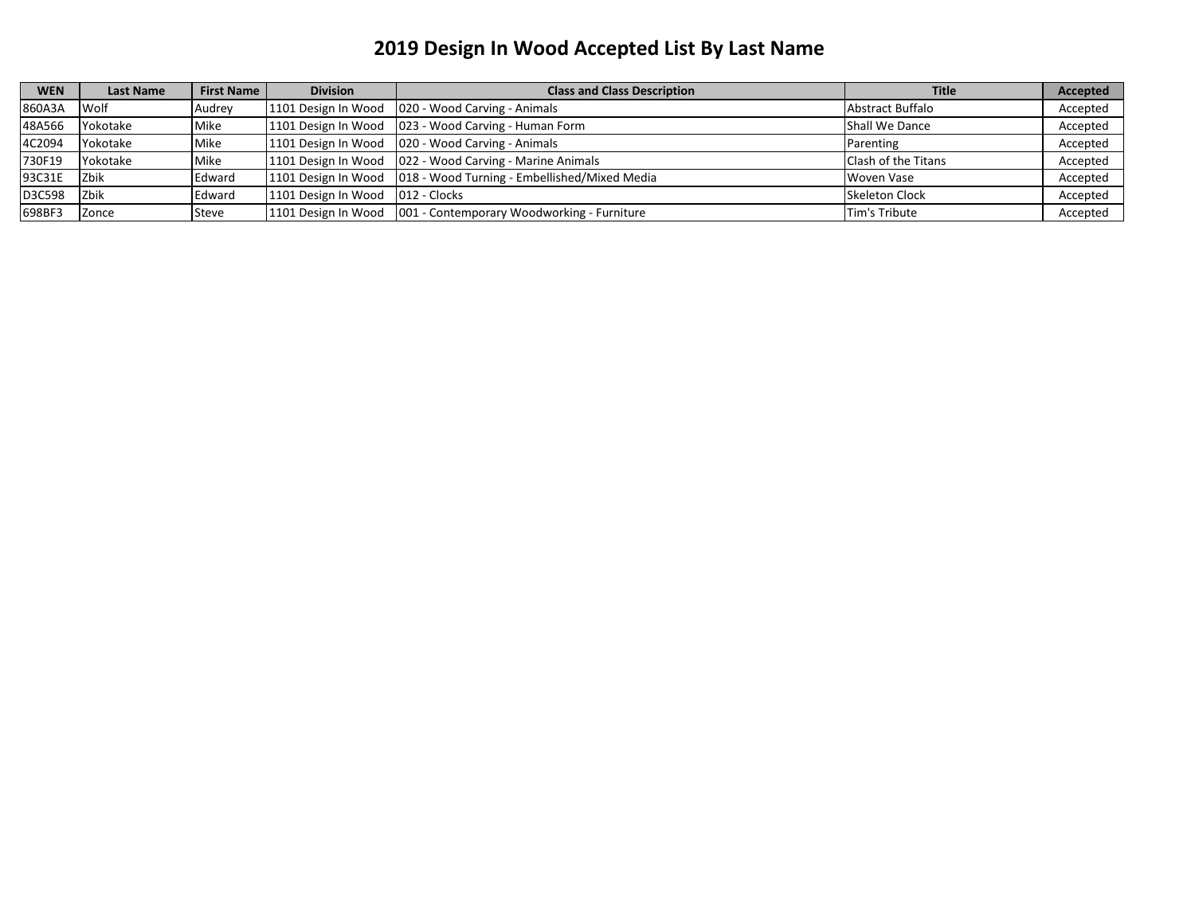# 2019 Design In Wood Accepted List By Last Name

| WEN | Last Name | First Name | Division | Class and Class Description | Title | Accepted |
|---|---|---|---|---|---|---|
| 860A3A | Wolf | Audrey | 1101 Design In Wood | 020 - Wood Carving - Animals | Abstract Buffalo | Accepted |
| 48A566 | Yokotake | Mike | 1101 Design In Wood | 023 - Wood Carving - Human Form | Shall We Dance | Accepted |
| 4C2094 | Yokotake | Mike | 1101 Design In Wood | 020 - Wood Carving - Animals | Parenting | Accepted |
| 730F19 | Yokotake | Mike | 1101 Design In Wood | 022 - Wood Carving - Marine Animals | Clash of the Titans | Accepted |
| 93C31E | Zbik | Edward | 1101 Design In Wood | 018 - Wood Turning - Embellished/Mixed Media | Woven Vase | Accepted |
| D3C598 | Zbik | Edward | 1101 Design In Wood | 012 - Clocks | Skeleton Clock | Accepted |
| 698BF3 | Zonce | Steve | 1101 Design In Wood | 001 - Contemporary Woodworking - Furniture | Tim's Tribute | Accepted |